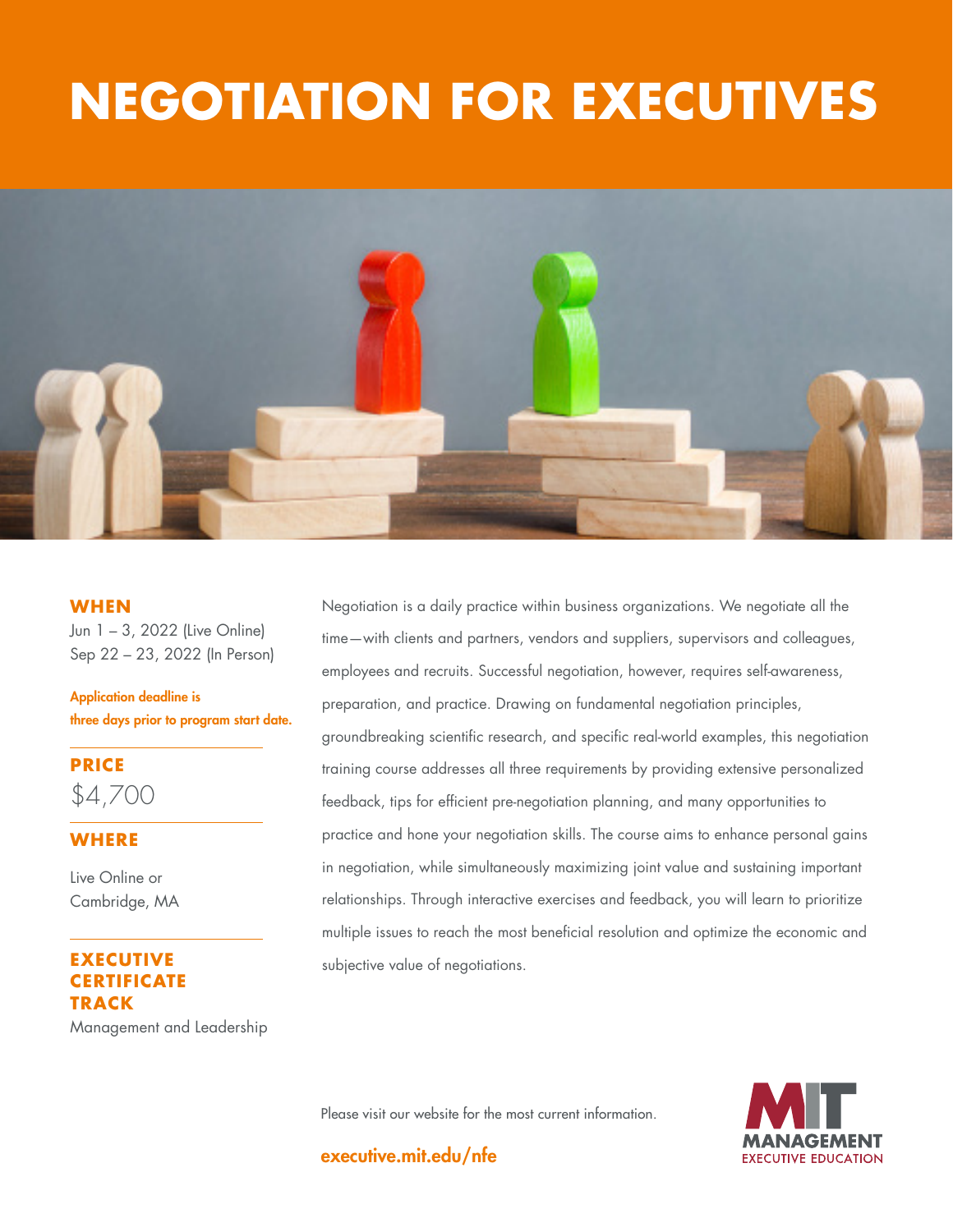# NEGOTIATION FOR EXECUTIVES

## WHEN

Jun 1 – 3, 2022 (Live Online)
Sep 22 – 23, 2022 (In Person)

**Application deadline is three days prior to program start date.**

## PRICE

$4,700

## WHERE

Live Online or
Cambridge, MA

## EXECUTIVE CERTIFICATE TRACK

Management and Leadership

Negotiation is a daily practice within business organizations. We negotiate all the time—with clients and partners, vendors and suppliers, supervisors and colleagues, employees and recruits. Successful negotiation, however, requires self-awareness, preparation, and practice. Drawing on fundamental negotiation principles, groundbreaking scientific research, and specific real-world examples, this negotiation training course addresses all three requirements by providing extensive personalized feedback, tips for efficient pre-negotiation planning, and many opportunities to practice and hone your negotiation skills. The course aims to enhance personal gains in negotiation, while simultaneously maximizing joint value and sustaining important relationships. Through interactive exercises and feedback, you will learn to prioritize multiple issues to reach the most beneficial resolution and optimize the economic and subjective value of negotiations.

Please visit our website for the most current information.

**executive.mit.edu/nfe**

MIT MANAGEMENT EXECUTIVE EDUCATION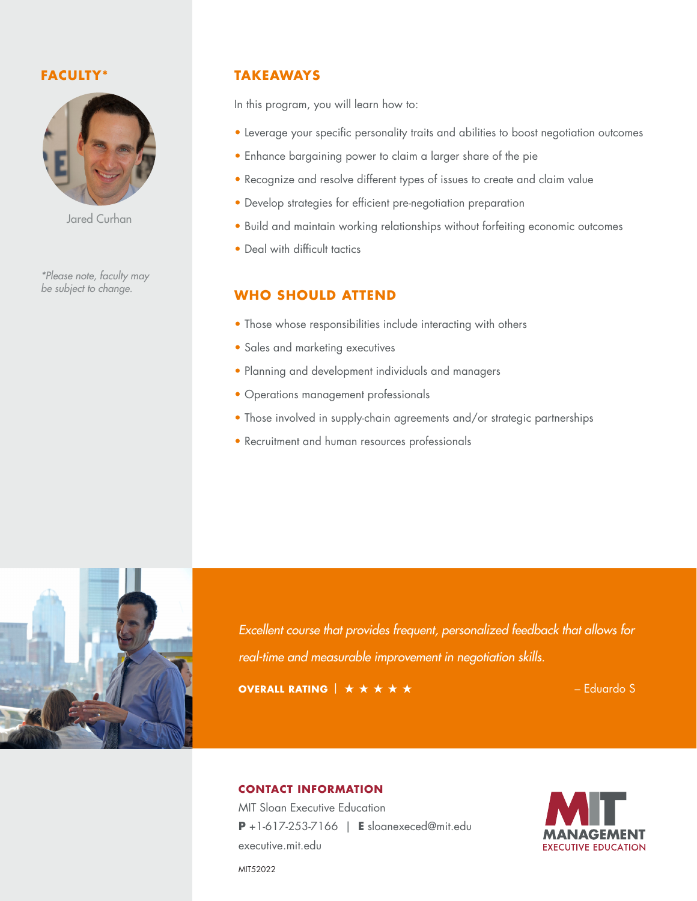## FACULTY*

Jared Curhan

*\*Please note, faculty may be subject to change.*

## TAKEAWAYS

In this program, you will learn how to:

- Leverage your specific personality traits and abilities to boost negotiation outcomes
- Enhance bargaining power to claim a larger share of the pie
- Recognize and resolve different types of issues to create and claim value
- Develop strategies for efficient pre-negotiation preparation
- Build and maintain working relationships without forfeiting economic outcomes
- Deal with difficult tactics

## WHO SHOULD ATTEND

- Those whose responsibilities include interacting with others
- Sales and marketing executives
- Planning and development individuals and managers
- Operations management professionals
- Those involved in supply-chain agreements and/or strategic partnerships
- Recruitment and human resources professionals

*Excellent course that provides frequent, personalized feedback that allows for real-time and measurable improvement in negotiation skills.*

**OVERALL RATING** | ★ ★ ★ ★ ★

– Eduardo S

## CONTACT INFORMATION

MIT Sloan Executive Education

**P** +1-617-253-7166 | **E** sloanexeced@mit.edu

executive.mit.edu

MIT MANAGEMENT EXECUTIVE EDUCATION

MIT52022